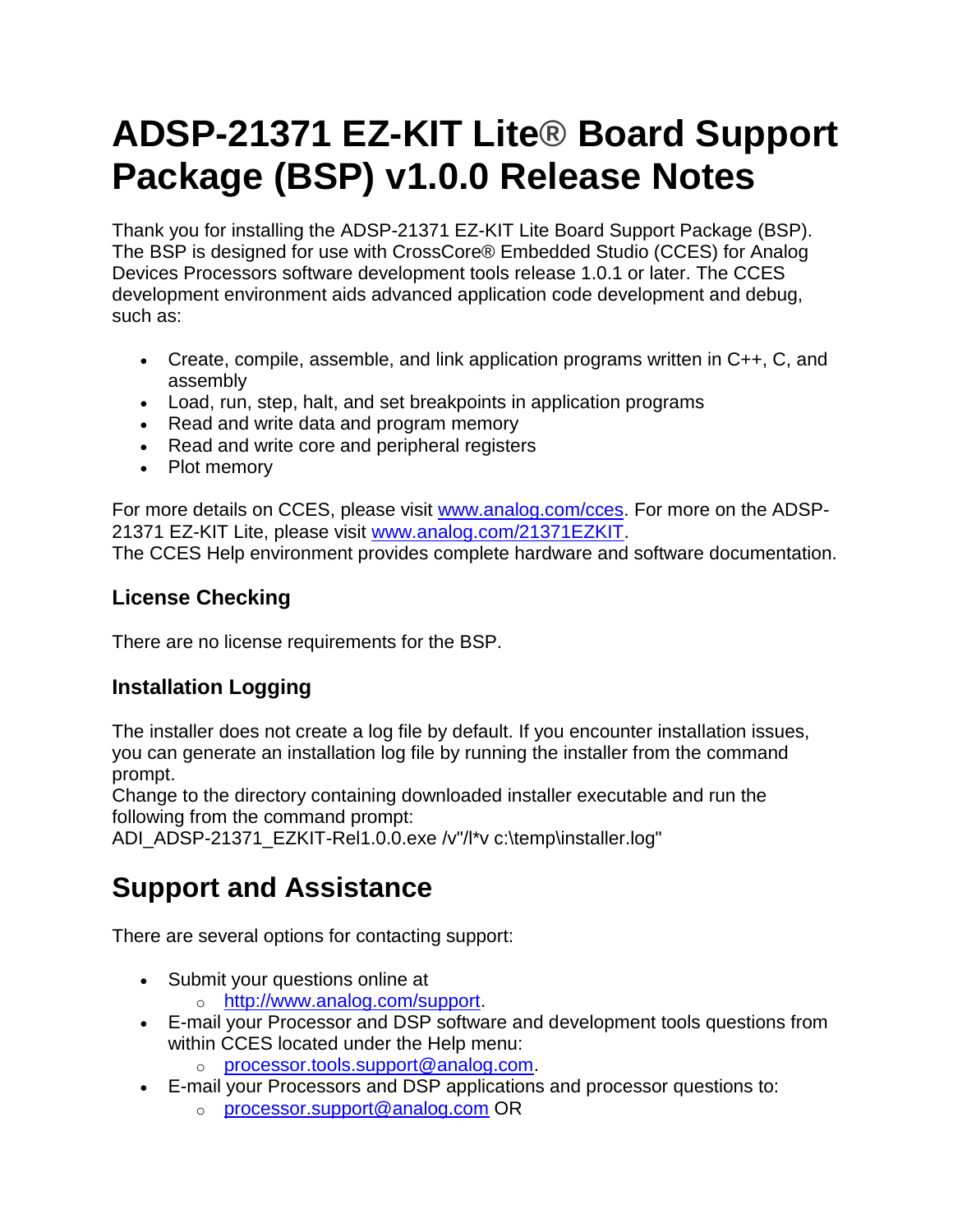# ADSP-21371 EZ-KIT Lite® Board Support Package (BSP) v1.0.0 Release Notes

Thank you for installing the ADSP-21371 EZ-KIT Lite Board Support Package (BSP). The BSP is designed for use with CrossCore® Embedded Studio (CCES) for Analog Devices Processors software development tools release 1.0.1 or later. The CCES development environment aids advanced application code development and debug, such as:

- Create, compile, assemble, and link application programs written in C++, C, and assembly
- Load, run, step, halt, and set breakpoints in application programs
- Read and write data and program memory
- Read and write core and peripheral registers
- Plot memory

For more details on CCES, please visit [www.analog.com/cces](www.analog.com/cces). For more on the ADSP-21371 EZ-KIT Lite, please visit [www.analog.com/21371EZKIT](www.analog.com/21371EZKIT).
The CCES Help environment provides complete hardware and software documentation.

### License Checking

There are no license requirements for the BSP.

### Installation Logging

The installer does not create a log file by default. If you encounter installation issues, you can generate an installation log file by running the installer from the command prompt.
Change to the directory containing downloaded installer executable and run the following from the command prompt:
ADI_ADSP-21371_EZKIT-Rel1.0.0.exe /v"/l*v c:\temp\installer.log"

## Support and Assistance

There are several options for contacting support:

- Submit your questions online at
  - [http://www.analog.com/support](http://www.analog.com/support).
- E-mail your Processor and DSP software and development tools questions from within CCES located under the Help menu:
  - [processor.tools.support@analog.com](mailto:processor.tools.support@analog.com).
- E-mail your Processors and DSP applications and processor questions to:
  - [processor.support@analog.com](mailto:processor.support@analog.com) OR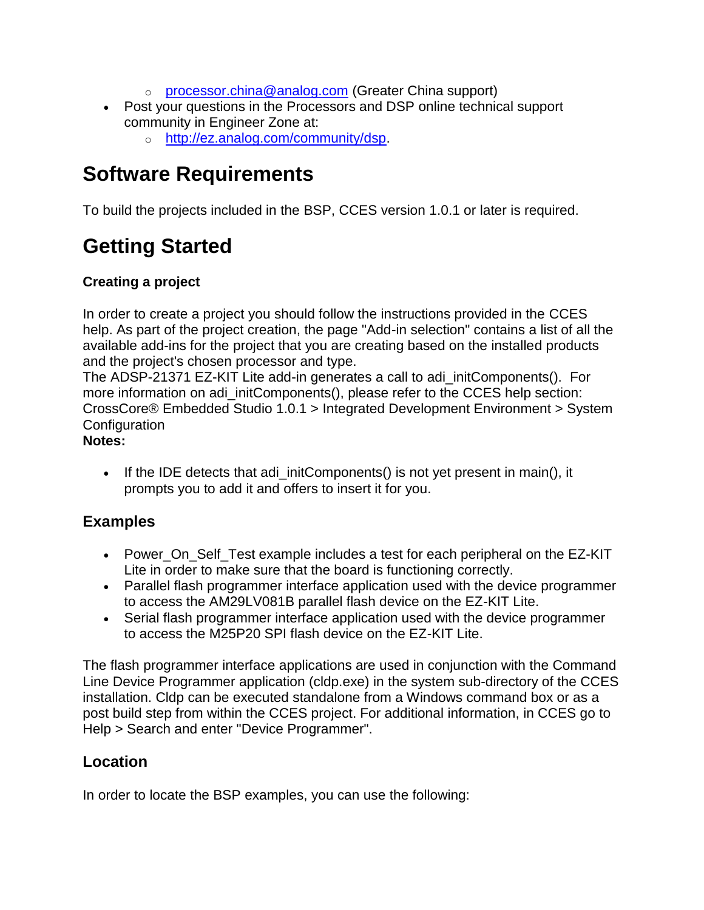- processor.china@analog.com (Greater China support)
- Post your questions in the Processors and DSP online technical support community in Engineer Zone at:
    - http://ez.analog.com/community/dsp.

# Software Requirements

To build the projects included in the BSP, CCES version 1.0.1 or later is required.

# Getting Started

**Creating a project**

In order to create a project you should follow the instructions provided in the CCES help. As part of the project creation, the page "Add-in selection" contains a list of all the available add-ins for the project that you are creating based on the installed products and the project's chosen processor and type.
The ADSP-21371 EZ-KIT Lite add-in generates a call to adi_initComponents(). For more information on adi_initComponents(), please refer to the CCES help section: CrossCore® Embedded Studio 1.0.1 > Integrated Development Environment > System Configuration
**Notes:**

- If the IDE detects that adi_initComponents() is not yet present in main(), it prompts you to add it and offers to insert it for you.

## Examples

- Power_On_Self_Test example includes a test for each peripheral on the EZ-KIT Lite in order to make sure that the board is functioning correctly.
- Parallel flash programmer interface application used with the device programmer to access the AM29LV081B parallel flash device on the EZ-KIT Lite.
- Serial flash programmer interface application used with the device programmer to access the M25P20 SPI flash device on the EZ-KIT Lite.

The flash programmer interface applications are used in conjunction with the Command Line Device Programmer application (cldp.exe) in the system sub-directory of the CCES installation. Cldp can be executed standalone from a Windows command box or as a post build step from within the CCES project. For additional information, in CCES go to Help > Search and enter "Device Programmer".

## Location

In order to locate the BSP examples, you can use the following: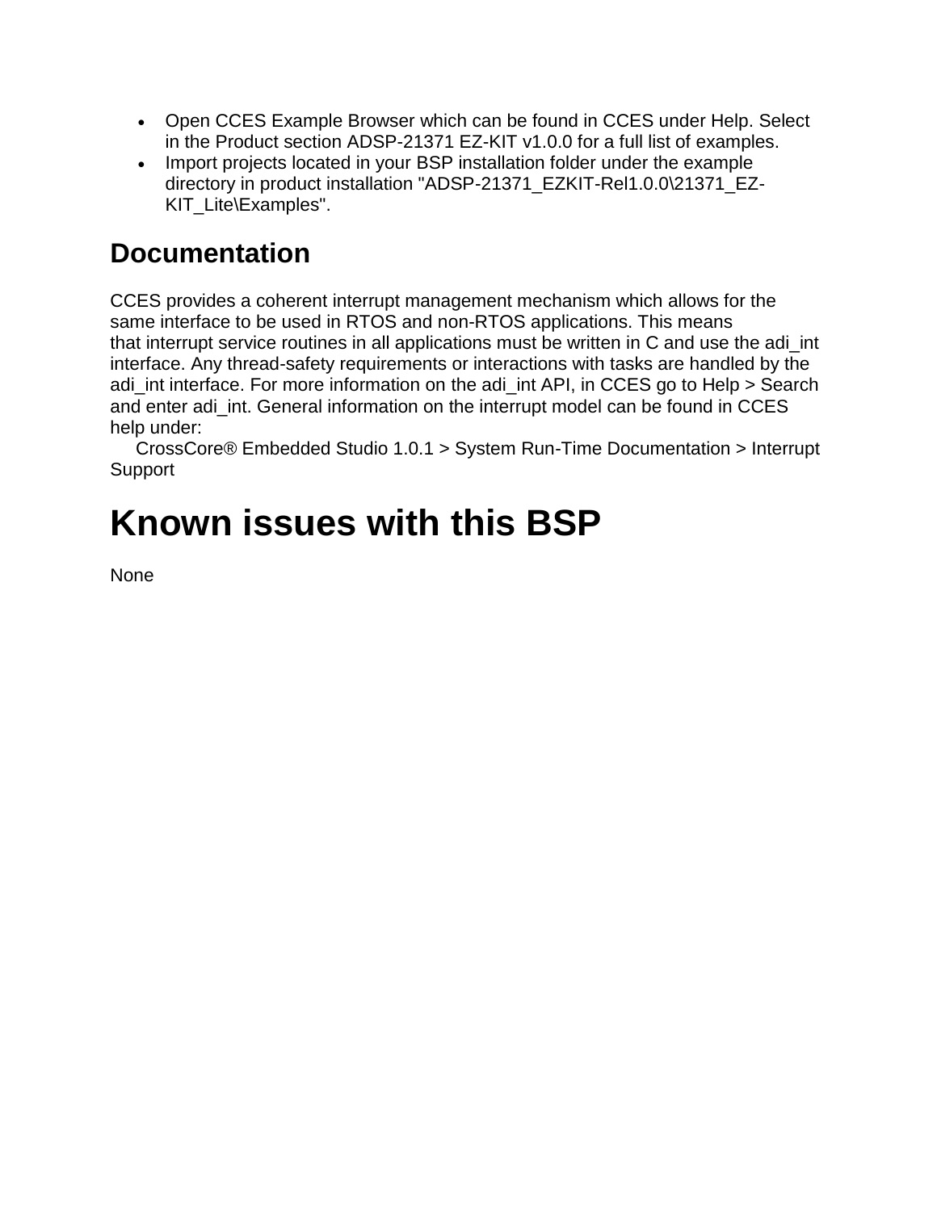- Open CCES Example Browser which can be found in CCES under Help. Select in the Product section ADSP-21371 EZ-KIT v1.0.0 for a full list of examples.
- Import projects located in your BSP installation folder under the example directory in product installation "ADSP-21371_EZKIT-Rel1.0.0\21371_EZ-KIT_Lite\Examples".

## Documentation

CCES provides a coherent interrupt management mechanism which allows for the same interface to be used in RTOS and non-RTOS applications. This means that interrupt service routines in all applications must be written in C and use the adi_int interface. Any thread-safety requirements or interactions with tasks are handled by the adi_int interface. For more information on the adi_int API, in CCES go to Help > Search and enter adi_int. General information on the interrupt model can be found in CCES help under:
CrossCore® Embedded Studio 1.0.1 > System Run-Time Documentation > Interrupt Support

# Known issues with this BSP

None